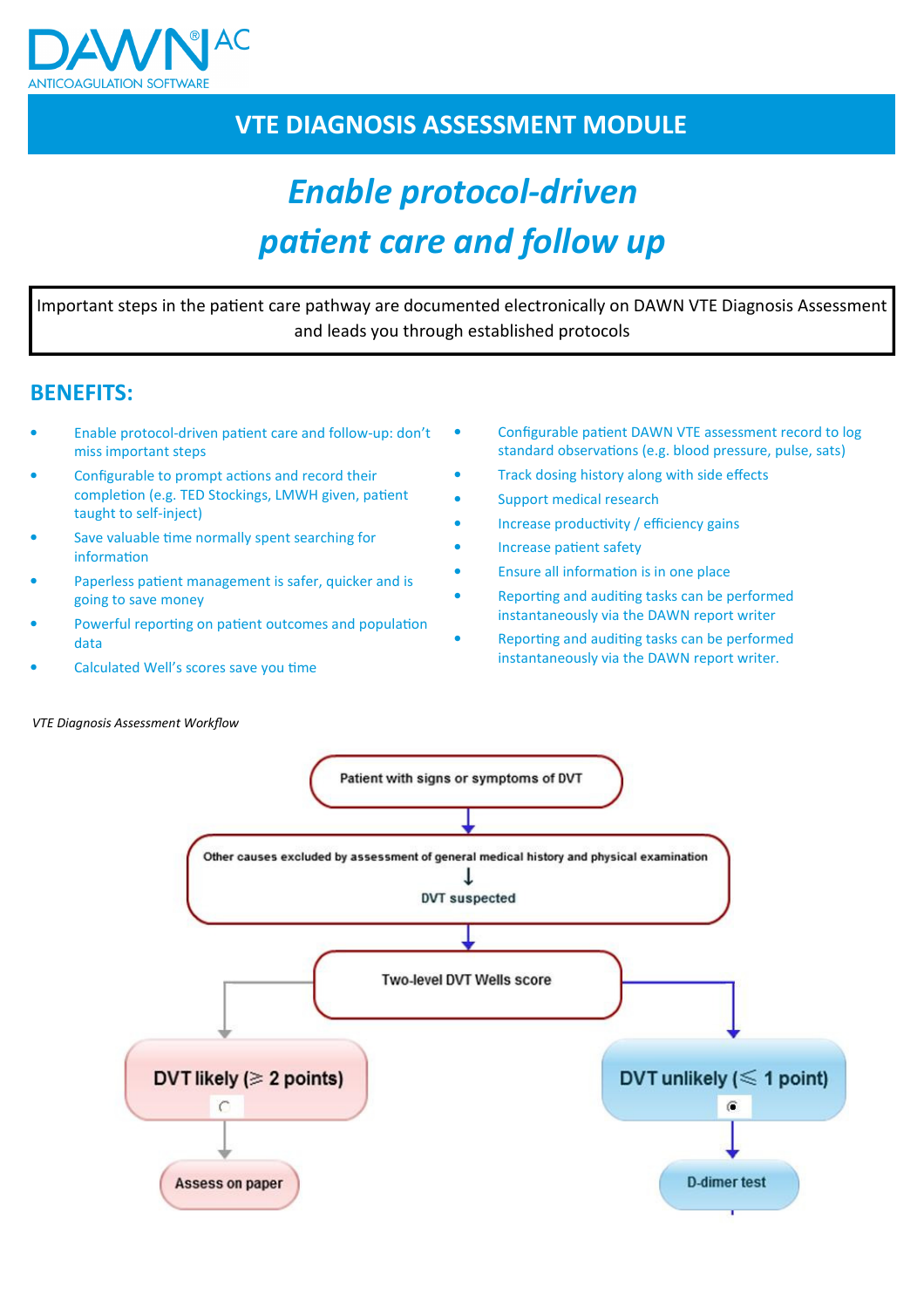DAWN® AC
ANTICOAGULATION SOFTWARE

# VTE DIAGNOSIS ASSESSMENT MODULE

## *Enable protocol-driven patient care and follow up*

Important steps in the patient care pathway are documented electronically on DAWN VTE Diagnosis Assessment and leads you through established protocols

## BENEFITS:

- Enable protocol-driven patient care and follow-up: don't miss important steps
- Configurable to prompt actions and record their completion (e.g. TED Stockings, LMWH given, patient taught to self-inject)
- Save valuable time normally spent searching for information
- Paperless patient management is safer, quicker and is going to save money
- Powerful reporting on patient outcomes and population data
- Calculated Well's scores save you time
- Configurable patient DAWN VTE assessment record to log standard observations (e.g. blood pressure, pulse, sats)
- Track dosing history along with side effects
- Support medical research
- Increase productivity / efficiency gains
- Increase patient safety
- Ensure all information is in one place
- Reporting and auditing tasks can be performed instantaneously via the DAWN report writer
- Reporting and auditing tasks can be performed instantaneously via the DAWN report writer.

*VTE Diagnosis Assessment Workflow*

Patient with signs or symptoms of DVT

↓

Other causes excluded by assessment of general medical history and physical examination

↓

DVT suspected

↓

Two-level DVT Wells score

- DVT likely (≥ 2 points) → Assess on paper
- DVT unlikely (≤ 1 point) → D-dimer test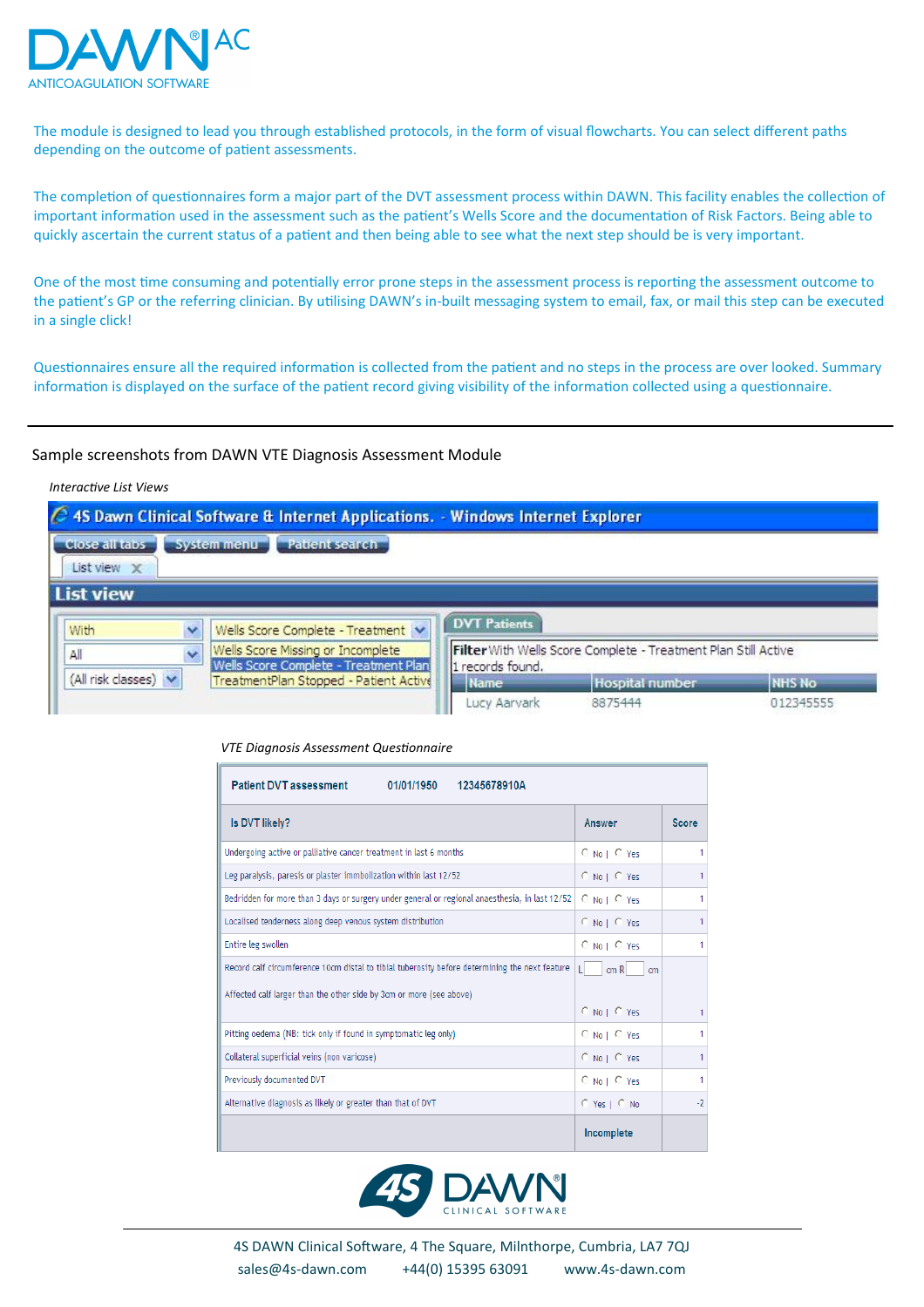DAWN AC
ANTICOAGULATION SOFTWARE

The module is designed to lead you through established protocols, in the form of visual flowcharts. You can select different paths depending on the outcome of patient assessments.

The completion of questionnaires form a major part of the DVT assessment process within DAWN. This facility enables the collection of important information used in the assessment such as the patient's Wells Score and the documentation of Risk Factors. Being able to quickly ascertain the current status of a patient and then being able to see what the next step should be is very important.

One of the most time consuming and potentially error prone steps in the assessment process is reporting the assessment outcome to the patient's GP or the referring clinician. By utilising DAWN's in-built messaging system to email, fax, or mail this step can be executed in a single click!

Questionnaires ensure all the required information is collected from the patient and no steps in the process are over looked. Summary information is displayed on the surface of the patient record giving visibility of the information collected using a questionnaire.

---

Sample screenshots from DAWN VTE Diagnosis Assessment Module

*Interactive List Views*

4S Dawn Clinical Software & Internet Applications. - Windows Internet Explorer

Close all tabs | System menu | Patient search

List view

**List view**

With | Wells Score Complete - Treatment
All | Wells Score Missing or Incomplete
(All risk classes) | Wells Score Complete - Treatment Plan
TreatmentPlan Stopped - Patient Active

DVT Patients

**Filter** With Wells Score Complete - Treatment Plan Still Active
1 records found.

| Name | Hospital number | NHS No |
|---|---|---|
| Lucy Aarvark | 8875444 | 012345555 |

*VTE Diagnosis Assessment Questionnaire*

**Patient DVT assessment** 01/01/1950 12345678910A

| Is DVT likely? | Answer | Score |
|---|---|---|
| Undergoing active or palliative cancer treatment in last 6 months | No \| Yes | 1 |
| Leg paralysis, paresis or plaster immobilization within last 12/52 | No \| Yes | 1 |
| Bedridden for more than 3 days or surgery under general or regional anaesthesia, in last 12/52 | No \| Yes | 1 |
| Localised tenderness along deep venous system distribution | No \| Yes | 1 |
| Entire leg swollen | No \| Yes | 1 |
| Record calf circumference 10cm distal to tibial tuberosity before determining the next feature<br>Affected calf larger than the other side by 3cm or more (see above) | L cm R cm<br>No \| Yes | 1 |
| Pitting oedema (NB: tick only if found in symptomatic leg only) | No \| Yes | 1 |
| Collateral superficial veins (non varicose) | No \| Yes | 1 |
| Previously documented DVT | No \| Yes | 1 |
| Alternative diagnosis as likely or greater than that of DVT | Yes \| No | -2 |
| | Incomplete | |

4S DAWN CLINICAL SOFTWARE

4S DAWN Clinical Software, 4 The Square, Milnthorpe, Cumbria, LA7 7QJ
sales@4s-dawn.com +44(0) 15395 63091 www.4s-dawn.com